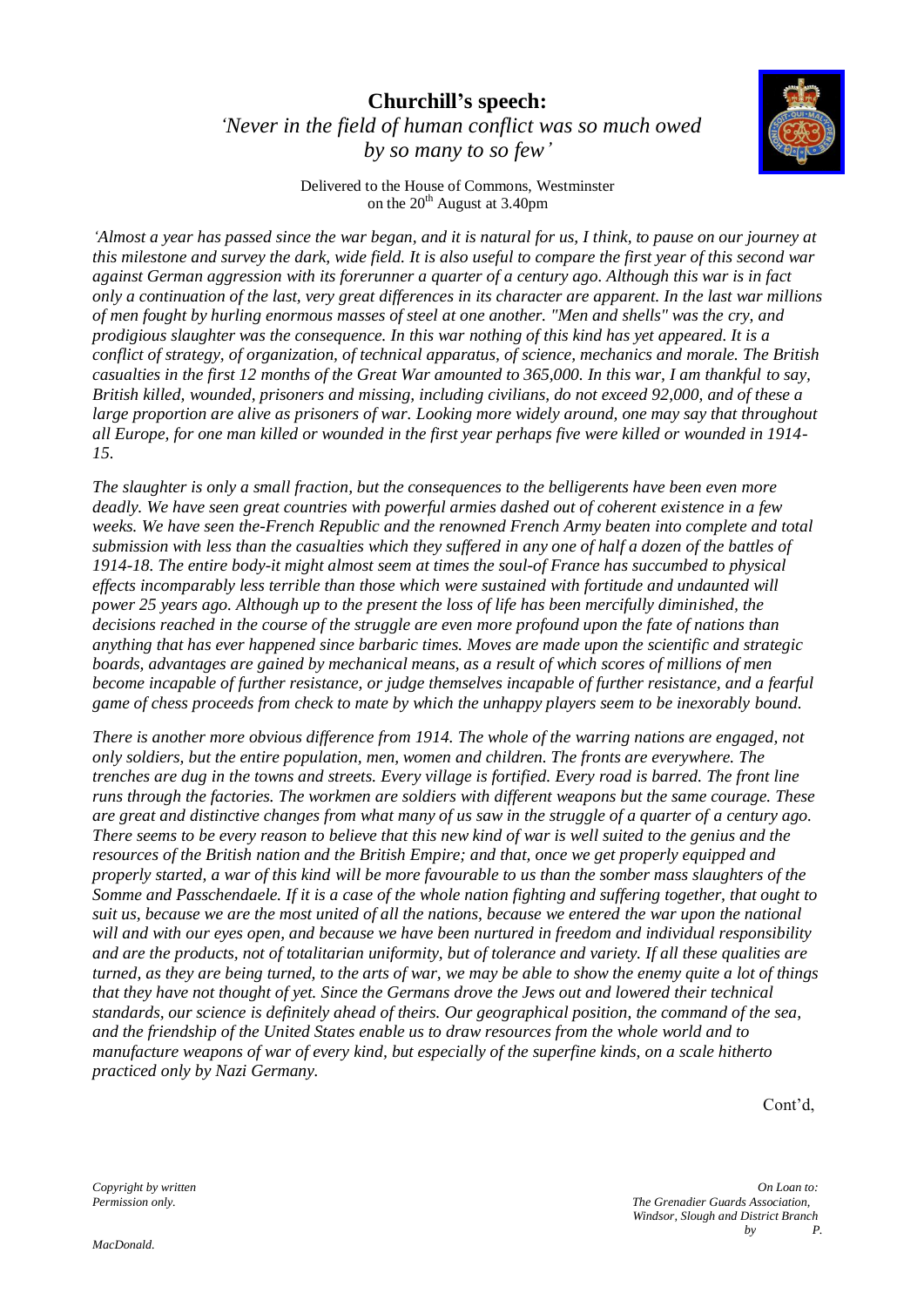# Churchill's speech:

*'Never in the field of human conflict was so much owed by so many to so few'*

Delivered to the House of Commons, Westminster on the 20th August at 3.40pm

*'Almost a year has passed since the war began, and it is natural for us, I think, to pause on our journey at this milestone and survey the dark, wide field. It is also useful to compare the first year of this second war against German aggression with its forerunner a quarter of a century ago. Although this war is in fact only a continuation of the last, very great differences in its character are apparent. In the last war millions of men fought by hurling enormous masses of steel at one another. "Men and shells" was the cry, and prodigious slaughter was the consequence. In this war nothing of this kind has yet appeared. It is a conflict of strategy, of organization, of technical apparatus, of science, mechanics and morale. The British casualties in the first 12 months of the Great War amounted to 365,000. In this war, I am thankful to say, British killed, wounded, prisoners and missing, including civilians, do not exceed 92,000, and of these a large proportion are alive as prisoners of war. Looking more widely around, one may say that throughout all Europe, for one man killed or wounded in the first year perhaps five were killed or wounded in 1914-15.*

*The slaughter is only a small fraction, but the consequences to the belligerents have been even more deadly. We have seen great countries with powerful armies dashed out of coherent existence in a few weeks. We have seen the-French Republic and the renowned French Army beaten into complete and total submission with less than the casualties which they suffered in any one of half a dozen of the battles of 1914-18. The entire body-it might almost seem at times the soul-of France has succumbed to physical effects incomparably less terrible than those which were sustained with fortitude and undaunted will power 25 years ago. Although up to the present the loss of life has been mercifully diminished, the decisions reached in the course of the struggle are even more profound upon the fate of nations than anything that has ever happened since barbaric times. Moves are made upon the scientific and strategic boards, advantages are gained by mechanical means, as a result of which scores of millions of men become incapable of further resistance, or judge themselves incapable of further resistance, and a fearful game of chess proceeds from check to mate by which the unhappy players seem to be inexorably bound.*

*There is another more obvious difference from 1914. The whole of the warring nations are engaged, not only soldiers, but the entire population, men, women and children. The fronts are everywhere. The trenches are dug in the towns and streets. Every village is fortified. Every road is barred. The front line runs through the factories. The workmen are soldiers with different weapons but the same courage. These are great and distinctive changes from what many of us saw in the struggle of a quarter of a century ago. There seems to be every reason to believe that this new kind of war is well suited to the genius and the resources of the British nation and the British Empire; and that, once we get properly equipped and properly started, a war of this kind will be more favourable to us than the somber mass slaughters of the Somme and Passchendaele. If it is a case of the whole nation fighting and suffering together, that ought to suit us, because we are the most united of all the nations, because we entered the war upon the national will and with our eyes open, and because we have been nurtured in freedom and individual responsibility and are the products, not of totalitarian uniformity, but of tolerance and variety. If all these qualities are turned, as they are being turned, to the arts of war, we may be able to show the enemy quite a lot of things that they have not thought of yet. Since the Germans drove the Jews out and lowered their technical standards, our science is definitely ahead of theirs. Our geographical position, the command of the sea, and the friendship of the United States enable us to draw resources from the whole world and to manufacture weapons of war of every kind, but especially of the superfine kinds, on a scale hitherto practiced only by Nazi Germany.*

Cont'd,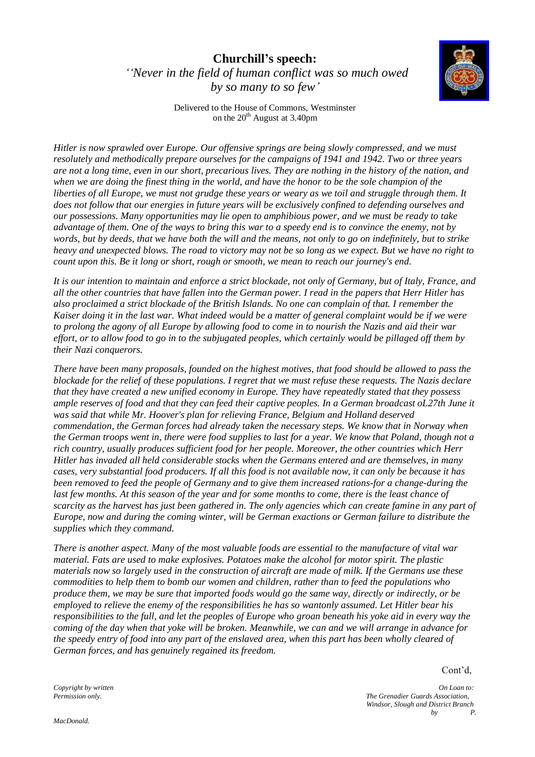**Churchill's speech:**
*''Never in the field of human conflict was so much owed by so many to so few'*

Delivered to the House of Commons, Westminster on the 20th August at 3.40pm

*Hitler is now sprawled over Europe. Our offensive springs are being slowly compressed, and we must resolutely and methodically prepare ourselves for the campaigns of 1941 and 1942. Two or three years are not a long time, even in our short, precarious lives. They are nothing in the history of the nation, and when we are doing the finest thing in the world, and have the honor to be the sole champion of the liberties of all Europe, we must not grudge these years or weary as we toil and struggle through them. It does not follow that our energies in future years will be exclusively confined to defending ourselves and our possessions. Many opportunities may lie open to amphibious power, and we must be ready to take advantage of them. One of the ways to bring this war to a speedy end is to convince the enemy, not by words, but by deeds, that we have both the will and the means, not only to go on indefinitely, but to strike heavy and unexpected blows. The road to victory may not be so long as we expect. But we have no right to count upon this. Be it long or short, rough or smooth, we mean to reach our journey's end.*

*It is our intention to maintain and enforce a strict blockade, not only of Germany, but of Italy, France, and all the other countries that have fallen into the German power. I read in the papers that Herr Hitler has also proclaimed a strict blockade of the British Islands. No one can complain of that. I remember the Kaiser doing it in the last war. What indeed would be a matter of general complaint would be if we were to prolong the agony of all Europe by allowing food to come in to nourish the Nazis and aid their war effort, or to allow food to go in to the subjugated peoples, which certainly would be pillaged off them by their Nazi conquerors.*

*There have been many proposals, founded on the highest motives, that food should be allowed to pass the blockade for the relief of these populations. I regret that we must refuse these requests. The Nazis declare that they have created a new unified economy in Europe. They have repeatedly stated that they possess ample reserves of food and that they can feed their captive peoples. In a German broadcast oL27th June it was said that while Mr. Hoover's plan for relieving France, Belgium and Holland deserved commendation, the German forces had already taken the necessary steps. We know that in Norway when the German troops went in, there were food supplies to last for a year. We know that Poland, though not a rich country, usually produces sufficient food for her people. Moreover, the other countries which Herr Hitler has invaded all held considerable stocks when the Germans entered and are themselves, in many cases, very substantial food producers. If all this food is not available now, it can only be because it has been removed to feed the people of Germany and to give them increased rations-for a change-during the last few months. At this season of the year and for some months to come, there is the least chance of scarcity as the harvest has just been gathered in. The only agencies which can create famine in any part of Europe, now and during the coming winter, will be German exactions or German failure to distribute the supplies which they command.*

*There is another aspect. Many of the most valuable foods are essential to the manufacture of vital war material. Fats are used to make explosives. Potatoes make the alcohol for motor spirit. The plastic materials now so largely used in the construction of aircraft are made of milk. If the Germans use these commodities to help them to bomb our women and children, rather than to feed the populations who produce them, we may be sure that imported foods would go the same way, directly or indirectly, or be employed to relieve the enemy of the responsibilities he has so wantonly assumed. Let Hitler bear his responsibilities to the full, and let the peoples of Europe who groan beneath his yoke aid in every way the coming of the day when that yoke will be broken. Meanwhile, we can and we will arrange in advance for the speedy entry of food into any part of the enslaved area, when this part has been wholly cleared of German forces, and has genuinely regained its freedom.*

Cont'd,

*Copyright by written Permission only.*

*On Loan to: The Grenadier Guards Association, Windsor, Slough and District Branch by P. MacDonald.*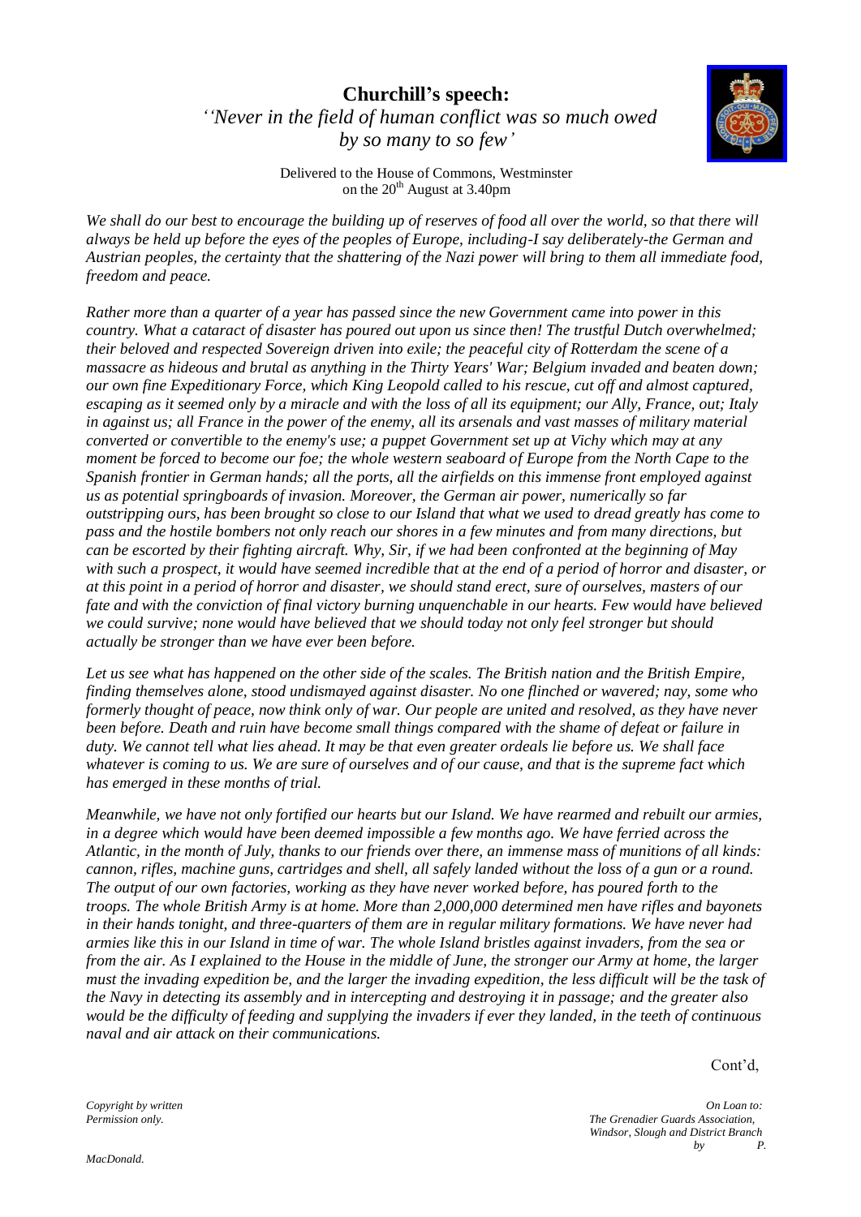# **Churchill's speech:**

*''Never in the field of human conflict was so much owed by so many to so few'*

Delivered to the House of Commons, Westminster on the 20th August at 3.40pm

*We shall do our best to encourage the building up of reserves of food all over the world, so that there will always be held up before the eyes of the peoples of Europe, including-I say deliberately-the German and Austrian peoples, the certainty that the shattering of the Nazi power will bring to them all immediate food, freedom and peace.*

*Rather more than a quarter of a year has passed since the new Government came into power in this country. What a cataract of disaster has poured out upon us since then! The trustful Dutch overwhelmed; their beloved and respected Sovereign driven into exile; the peaceful city of Rotterdam the scene of a massacre as hideous and brutal as anything in the Thirty Years' War; Belgium invaded and beaten down; our own fine Expeditionary Force, which King Leopold called to his rescue, cut off and almost captured, escaping as it seemed only by a miracle and with the loss of all its equipment; our Ally, France, out; Italy in against us; all France in the power of the enemy, all its arsenals and vast masses of military material converted or convertible to the enemy's use; a puppet Government set up at Vichy which may at any moment be forced to become our foe; the whole western seaboard of Europe from the North Cape to the Spanish frontier in German hands; all the ports, all the airfields on this immense front employed against us as potential springboards of invasion. Moreover, the German air power, numerically so far outstripping ours, has been brought so close to our Island that what we used to dread greatly has come to pass and the hostile bombers not only reach our shores in a few minutes and from many directions, but can be escorted by their fighting aircraft. Why, Sir, if we had been confronted at the beginning of May with such a prospect, it would have seemed incredible that at the end of a period of horror and disaster, or at this point in a period of horror and disaster, we should stand erect, sure of ourselves, masters of our fate and with the conviction of final victory burning unquenchable in our hearts. Few would have believed we could survive; none would have believed that we should today not only feel stronger but should actually be stronger than we have ever been before.*

*Let us see what has happened on the other side of the scales. The British nation and the British Empire, finding themselves alone, stood undismayed against disaster. No one flinched or wavered; nay, some who formerly thought of peace, now think only of war. Our people are united and resolved, as they have never been before. Death and ruin have become small things compared with the shame of defeat or failure in duty. We cannot tell what lies ahead. It may be that even greater ordeals lie before us. We shall face whatever is coming to us. We are sure of ourselves and of our cause, and that is the supreme fact which has emerged in these months of trial.*

*Meanwhile, we have not only fortified our hearts but our Island. We have rearmed and rebuilt our armies, in a degree which would have been deemed impossible a few months ago. We have ferried across the Atlantic, in the month of July, thanks to our friends over there, an immense mass of munitions of all kinds: cannon, rifles, machine guns, cartridges and shell, all safely landed without the loss of a gun or a round. The output of our own factories, working as they have never worked before, has poured forth to the troops. The whole British Army is at home. More than 2,000,000 determined men have rifles and bayonets in their hands tonight, and three-quarters of them are in regular military formations. We have never had armies like this in our Island in time of war. The whole Island bristles against invaders, from the sea or from the air. As I explained to the House in the middle of June, the stronger our Army at home, the larger must the invading expedition be, and the larger the invading expedition, the less difficult will be the task of the Navy in detecting its assembly and in intercepting and destroying it in passage; and the greater also would be the difficulty of feeding and supplying the invaders if ever they landed, in the teeth of continuous naval and air attack on their communications.*

Cont'd,

*Copyright by written Permission only.*

*On Loan to: The Grenadier Guards Association, Windsor, Slough and District Branch by P. MacDonald.*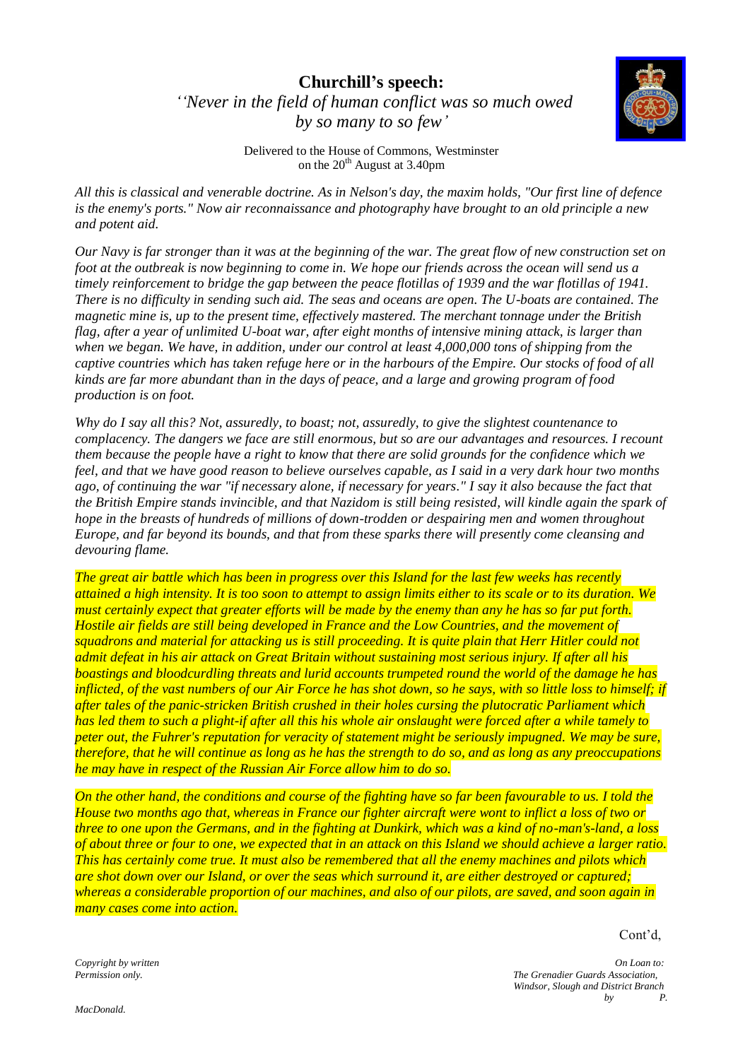# Churchill's speech:

*''Never in the field of human conflict was so much owed by so many to so few'*

Delivered to the House of Commons, Westminster on the 20th August at 3.40pm

*All this is classical and venerable doctrine. As in Nelson's day, the maxim holds, "Our first line of defence is the enemy's ports." Now air reconnaissance and photography have brought to an old principle a new and potent aid.*

*Our Navy is far stronger than it was at the beginning of the war. The great flow of new construction set on foot at the outbreak is now beginning to come in. We hope our friends across the ocean will send us a timely reinforcement to bridge the gap between the peace flotillas of 1939 and the war flotillas of 1941. There is no difficulty in sending such aid. The seas and oceans are open. The U-boats are contained. The magnetic mine is, up to the present time, effectively mastered. The merchant tonnage under the British flag, after a year of unlimited U-boat war, after eight months of intensive mining attack, is larger than when we began. We have, in addition, under our control at least 4,000,000 tons of shipping from the captive countries which has taken refuge here or in the harbours of the Empire. Our stocks of food of all kinds are far more abundant than in the days of peace, and a large and growing program of food production is on foot.*

*Why do I say all this? Not, assuredly, to boast; not, assuredly, to give the slightest countenance to complacency. The dangers we face are still enormous, but so are our advantages and resources. I recount them because the people have a right to know that there are solid grounds for the confidence which we feel, and that we have good reason to believe ourselves capable, as I said in a very dark hour two months ago, of continuing the war "if necessary alone, if necessary for years." I say it also because the fact that the British Empire stands invincible, and that Nazidom is still being resisted, will kindle again the spark of hope in the breasts of hundreds of millions of down-trodden or despairing men and women throughout Europe, and far beyond its bounds, and that from these sparks there will presently come cleansing and devouring flame.*

*The great air battle which has been in progress over this Island for the last few weeks has recently attained a high intensity. It is too soon to attempt to assign limits either to its scale or to its duration. We must certainly expect that greater efforts will be made by the enemy than any he has so far put forth. Hostile air fields are still being developed in France and the Low Countries, and the movement of squadrons and material for attacking us is still proceeding. It is quite plain that Herr Hitler could not admit defeat in his air attack on Great Britain without sustaining most serious injury. If after all his boastings and bloodcurdling threats and lurid accounts trumpeted round the world of the damage he has inflicted, of the vast numbers of our Air Force he has shot down, so he says, with so little loss to himself; if after tales of the panic-stricken British crushed in their holes cursing the plutocratic Parliament which has led them to such a plight-if after all this his whole air onslaught were forced after a while tamely to peter out, the Fuhrer's reputation for veracity of statement might be seriously impugned. We may be sure, therefore, that he will continue as long as he has the strength to do so, and as long as any preoccupations he may have in respect of the Russian Air Force allow him to do so.*

*On the other hand, the conditions and course of the fighting have so far been favourable to us. I told the House two months ago that, whereas in France our fighter aircraft were wont to inflict a loss of two or three to one upon the Germans, and in the fighting at Dunkirk, which was a kind of no-man's-land, a loss of about three or four to one, we expected that in an attack on this Island we should achieve a larger ratio. This has certainly come true. It must also be remembered that all the enemy machines and pilots which are shot down over our Island, or over the seas which surround it, are either destroyed or captured; whereas a considerable proportion of our machines, and also of our pilots, are saved, and soon again in many cases come into action.*

Cont'd,

*Copyright by written Permission only.*

*On Loan to: The Grenadier Guards Association, Windsor, Slough and District Branch by P. MacDonald.*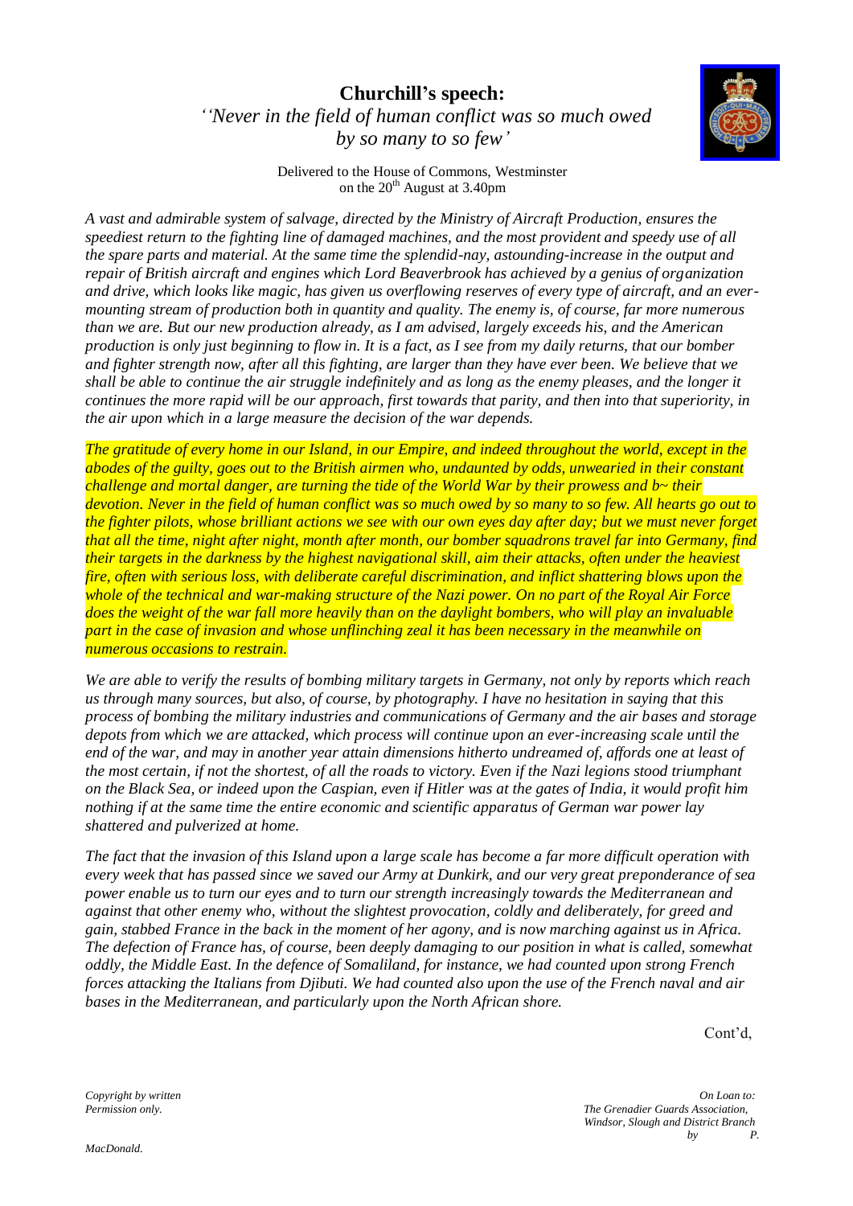# Churchill's speech:

*''Never in the field of human conflict was so much owed by so many to so few'*

Delivered to the House of Commons, Westminster on the 20th August at 3.40pm

*A vast and admirable system of salvage, directed by the Ministry of Aircraft Production, ensures the speediest return to the fighting line of damaged machines, and the most provident and speedy use of all the spare parts and material. At the same time the splendid-nay, astounding-increase in the output and repair of British aircraft and engines which Lord Beaverbrook has achieved by a genius of organization and drive, which looks like magic, has given us overflowing reserves of every type of aircraft, and an ever-mounting stream of production both in quantity and quality. The enemy is, of course, far more numerous than we are. But our new production already, as I am advised, largely exceeds his, and the American production is only just beginning to flow in. It is a fact, as I see from my daily returns, that our bomber and fighter strength now, after all this fighting, are larger than they have ever been. We believe that we shall be able to continue the air struggle indefinitely and as long as the enemy pleases, and the longer it continues the more rapid will be our approach, first towards that parity, and then into that superiority, in the air upon which in a large measure the decision of the war depends.*

*The gratitude of every home in our Island, in our Empire, and indeed throughout the world, except in the abodes of the guilty, goes out to the British airmen who, undaunted by odds, unwearied in their constant challenge and mortal danger, are turning the tide of the World War by their prowess and b~ their devotion. Never in the field of human conflict was so much owed by so many to so few. All hearts go out to the fighter pilots, whose brilliant actions we see with our own eyes day after day; but we must never forget that all the time, night after night, month after month, our bomber squadrons travel far into Germany, find their targets in the darkness by the highest navigational skill, aim their attacks, often under the heaviest fire, often with serious loss, with deliberate careful discrimination, and inflict shattering blows upon the whole of the technical and war-making structure of the Nazi power. On no part of the Royal Air Force does the weight of the war fall more heavily than on the daylight bombers, who will play an invaluable part in the case of invasion and whose unflinching zeal it has been necessary in the meanwhile on numerous occasions to restrain.*

*We are able to verify the results of bombing military targets in Germany, not only by reports which reach us through many sources, but also, of course, by photography. I have no hesitation in saying that this process of bombing the military industries and communications of Germany and the air bases and storage depots from which we are attacked, which process will continue upon an ever-increasing scale until the end of the war, and may in another year attain dimensions hitherto undreamed of, affords one at least of the most certain, if not the shortest, of all the roads to victory. Even if the Nazi legions stood triumphant on the Black Sea, or indeed upon the Caspian, even if Hitler was at the gates of India, it would profit him nothing if at the same time the entire economic and scientific apparatus of German war power lay shattered and pulverized at home.*

*The fact that the invasion of this Island upon a large scale has become a far more difficult operation with every week that has passed since we saved our Army at Dunkirk, and our very great preponderance of sea power enable us to turn our eyes and to turn our strength increasingly towards the Mediterranean and against that other enemy who, without the slightest provocation, coldly and deliberately, for greed and gain, stabbed France in the back in the moment of her agony, and is now marching against us in Africa. The defection of France has, of course, been deeply damaging to our position in what is called, somewhat oddly, the Middle East. In the defence of Somaliland, for instance, we had counted upon strong French forces attacking the Italians from Djibuti. We had counted also upon the use of the French naval and air bases in the Mediterranean, and particularly upon the North African shore.*

Cont'd,

*Copyright by written Permission only.*

*On Loan to: The Grenadier Guards Association, Windsor, Slough and District Branch by P. MacDonald.*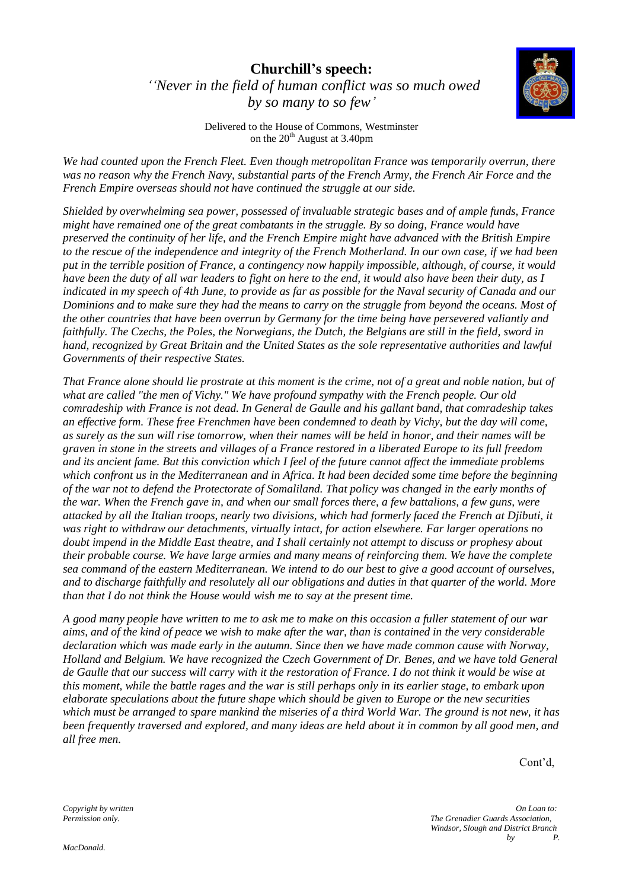# Churchill's speech:

*''Never in the field of human conflict was so much owed by so many to so few'*

Delivered to the House of Commons, Westminster on the 20th August at 3.40pm

*We had counted upon the French Fleet. Even though metropolitan France was temporarily overrun, there was no reason why the French Navy, substantial parts of the French Army, the French Air Force and the French Empire overseas should not have continued the struggle at our side.*

*Shielded by overwhelming sea power, possessed of invaluable strategic bases and of ample funds, France might have remained one of the great combatants in the struggle. By so doing, France would have preserved the continuity of her life, and the French Empire might have advanced with the British Empire to the rescue of the independence and integrity of the French Motherland. In our own case, if we had been put in the terrible position of France, a contingency now happily impossible, although, of course, it would have been the duty of all war leaders to fight on here to the end, it would also have been their duty, as I indicated in my speech of 4th June, to provide as far as possible for the Naval security of Canada and our Dominions and to make sure they had the means to carry on the struggle from beyond the oceans. Most of the other countries that have been overrun by Germany for the time being have persevered valiantly and faithfully. The Czechs, the Poles, the Norwegians, the Dutch, the Belgians are still in the field, sword in hand, recognized by Great Britain and the United States as the sole representative authorities and lawful Governments of their respective States.*

*That France alone should lie prostrate at this moment is the crime, not of a great and noble nation, but of what are called "the men of Vichy." We have profound sympathy with the French people. Our old comradeship with France is not dead. In General de Gaulle and his gallant band, that comradeship takes an effective form. These free Frenchmen have been condemned to death by Vichy, but the day will come, as surely as the sun will rise tomorrow, when their names will be held in honor, and their names will be graven in stone in the streets and villages of a France restored in a liberated Europe to its full freedom and its ancient fame. But this conviction which I feel of the future cannot affect the immediate problems which confront us in the Mediterranean and in Africa. It had been decided some time before the beginning of the war not to defend the Protectorate of Somaliland. That policy was changed in the early months of the war. When the French gave in, and when our small forces there, a few battalions, a few guns, were attacked by all the Italian troops, nearly two divisions, which had formerly faced the French at Djibuti, it was right to withdraw our detachments, virtually intact, for action elsewhere. Far larger operations no doubt impend in the Middle East theatre, and I shall certainly not attempt to discuss or prophesy about their probable course. We have large armies and many means of reinforcing them. We have the complete sea command of the eastern Mediterranean. We intend to do our best to give a good account of ourselves, and to discharge faithfully and resolutely all our obligations and duties in that quarter of the world. More than that I do not think the House would wish me to say at the present time.*

*A good many people have written to me to ask me to make on this occasion a fuller statement of our war aims, and of the kind of peace we wish to make after the war, than is contained in the very considerable declaration which was made early in the autumn. Since then we have made common cause with Norway, Holland and Belgium. We have recognized the Czech Government of Dr. Benes, and we have told General de Gaulle that our success will carry with it the restoration of France. I do not think it would be wise at this moment, while the battle rages and the war is still perhaps only in its earlier stage, to embark upon elaborate speculations about the future shape which should be given to Europe or the new securities which must be arranged to spare mankind the miseries of a third World War. The ground is not new, it has been frequently traversed and explored, and many ideas are held about it in common by all good men, and all free men.*

Cont'd,

*Copyright by written Permission only.*

*On Loan to: The Grenadier Guards Association, Windsor, Slough and District Branch by P. MacDonald.*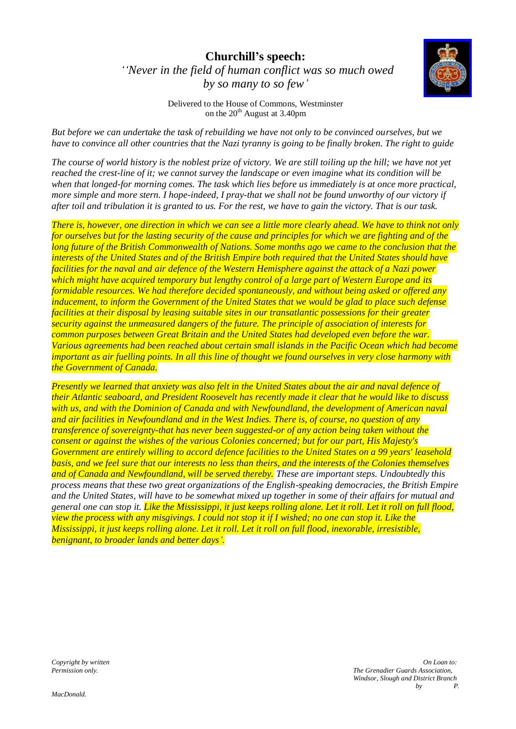# Churchill's speech:

*''Never in the field of human conflict was so much owed by so many to so few'*

Delivered to the House of Commons, Westminster on the 20th August at 3.40pm

*But before we can undertake the task of rebuilding we have not only to be convinced ourselves, but we have to convince all other countries that the Nazi tyranny is going to be finally broken. The right to guide*

*The course of world history is the noblest prize of victory. We are still toiling up the hill; we have not yet reached the crest-line of it; we cannot survey the landscape or even imagine what its condition will be when that longed-for morning comes. The task which lies before us immediately is at once more practical, more simple and more stern. I hope-indeed, I pray-that we shall not be found unworthy of our victory if after toil and tribulation it is granted to us. For the rest, we have to gain the victory. That is our task.*

*There is, however, one direction in which we can see a little more clearly ahead. We have to think not only for ourselves but for the lasting security of the cause and principles for which we are fighting and of the long future of the British Commonwealth of Nations. Some months ago we came to the conclusion that the interests of the United States and of the British Empire both required that the United States should have facilities for the naval and air defence of the Western Hemisphere against the attack of a Nazi power which might have acquired temporary but lengthy control of a large part of Western Europe and its formidable resources. We had therefore decided spontaneously, and without being asked or offered any inducement, to inform the Government of the United States that we would be glad to place such defense facilities at their disposal by leasing suitable sites in our transatlantic possessions for their greater security against the unmeasured dangers of the future. The principle of association of interests for common purposes between Great Britain and the United States had developed even before the war. Various agreements had been reached about certain small islands in the Pacific Ocean which had become important as air fuelling points. In all this line of thought we found ourselves in very close harmony with the Government of Canada.*

*Presently we learned that anxiety was also felt in the United States about the air and naval defence of their Atlantic seaboard, and President Roosevelt has recently made it clear that he would like to discuss with us, and with the Dominion of Canada and with Newfoundland, the development of American naval and air facilities in Newfoundland and in the West Indies. There is, of course, no question of any transference of sovereignty-that has never been suggested-or of any action being taken without the consent or against the wishes of the various Colonies concerned; but for our part, His Majesty's Government are entirely willing to accord defence facilities to the United States on a 99 years' leasehold basis, and we feel sure that our interests no less than theirs, and the interests of the Colonies themselves and of Canada and Newfoundland, will be served thereby. These are important steps. Undoubtedly this process means that these two great organizations of the English-speaking democracies, the British Empire and the United States, will have to be somewhat mixed up together in some of their affairs for mutual and general one can stop it. Like the Mississippi, it just keeps rolling alone. Let it roll. Let it roll on full flood, view the process with any misgivings. I could not stop it if I wished; no one can stop it. Like the Mississippi, it just keeps rolling alone. Let it roll. Let it roll on full flood, inexorable, irresistible, benignant, to broader lands and better days'.*

*Copyright by written Permission only.*

*On Loan to: The Grenadier Guards Association, Windsor, Slough and District Branch by P. MacDonald.*